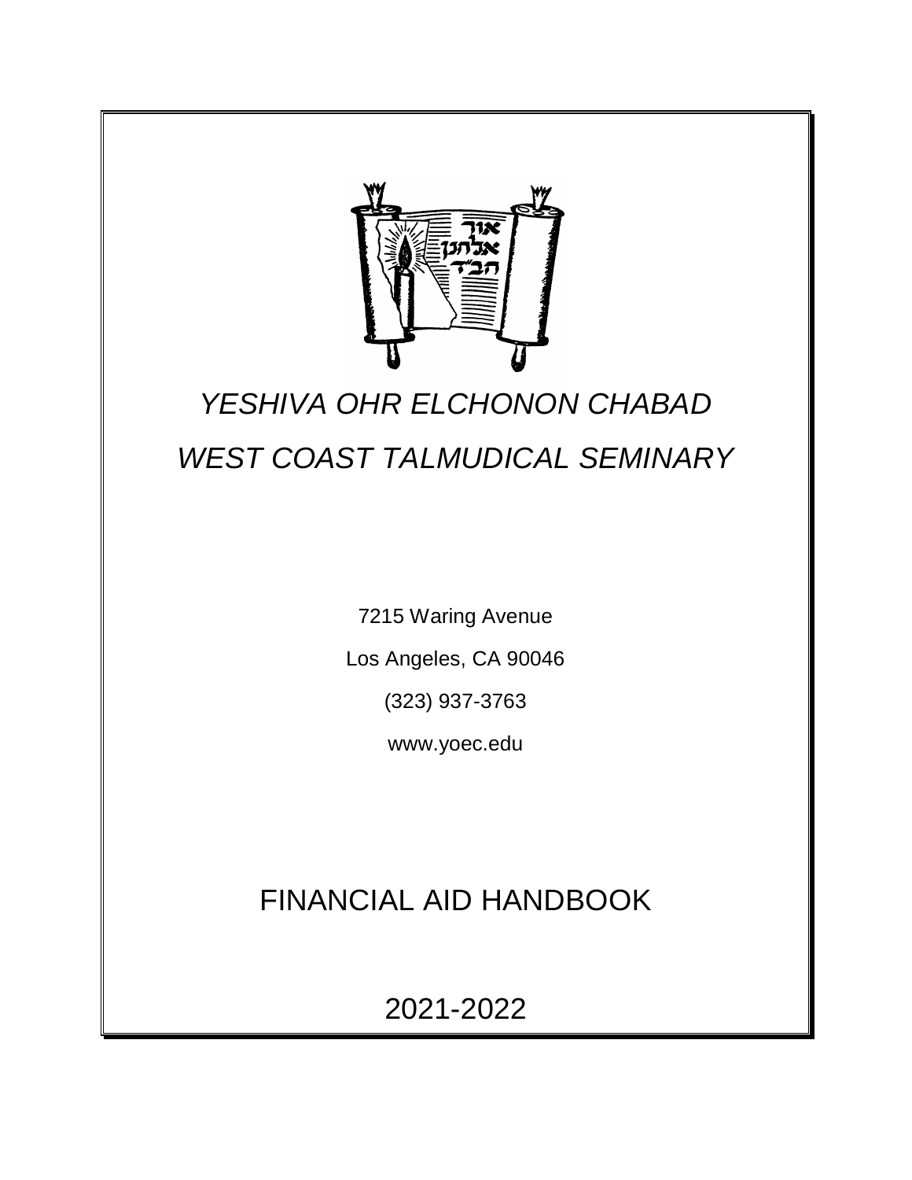# *YESHIVA OHR ELCHONON CHABAD*

# *WEST COAST TALMUDICAL SEMINARY*

7215 Waring Avenue

Los Angeles, CA 90046

(323) 937-3763

www.yoec.edu

## FINANCIAL AID HANDBOOK

## 2021-2022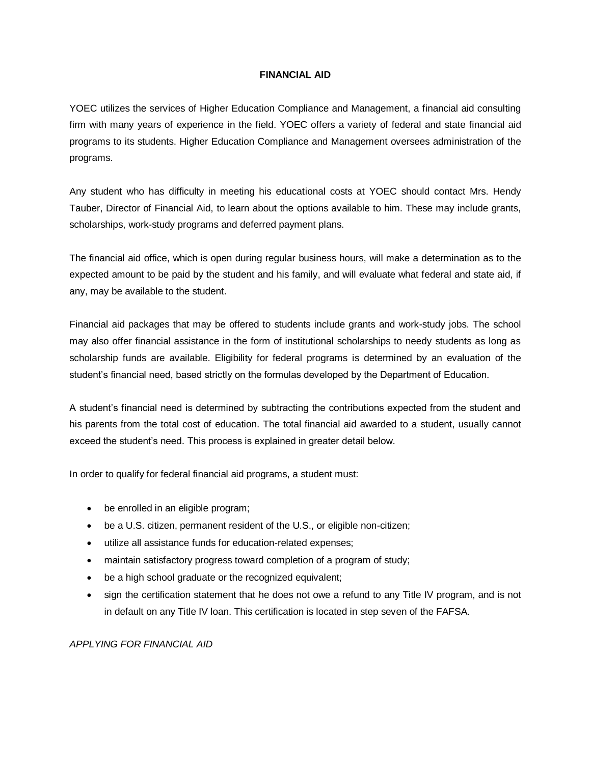## FINANCIAL AID

YOEC utilizes the services of Higher Education Compliance and Management, a financial aid consulting firm with many years of experience in the field. YOEC offers a variety of federal and state financial aid programs to its students. Higher Education Compliance and Management oversees administration of the programs.

Any student who has difficulty in meeting his educational costs at YOEC should contact Mrs. Hendy Tauber, Director of Financial Aid, to learn about the options available to him. These may include grants, scholarships, work-study programs and deferred payment plans.

The financial aid office, which is open during regular business hours, will make a determination as to the expected amount to be paid by the student and his family, and will evaluate what federal and state aid, if any, may be available to the student.

Financial aid packages that may be offered to students include grants and work-study jobs. The school may also offer financial assistance in the form of institutional scholarships to needy students as long as scholarship funds are available. Eligibility for federal programs is determined by an evaluation of the student's financial need, based strictly on the formulas developed by the Department of Education.

A student's financial need is determined by subtracting the contributions expected from the student and his parents from the total cost of education. The total financial aid awarded to a student, usually cannot exceed the student's need. This process is explained in greater detail below.

In order to qualify for federal financial aid programs, a student must:

- be enrolled in an eligible program;
- be a U.S. citizen, permanent resident of the U.S., or eligible non-citizen;
- utilize all assistance funds for education-related expenses;
- maintain satisfactory progress toward completion of a program of study;
- be a high school graduate or the recognized equivalent;
- sign the certification statement that he does not owe a refund to any Title IV program, and is not in default on any Title IV loan. This certification is located in step seven of the FAFSA.

*APPLYING FOR FINANCIAL AID*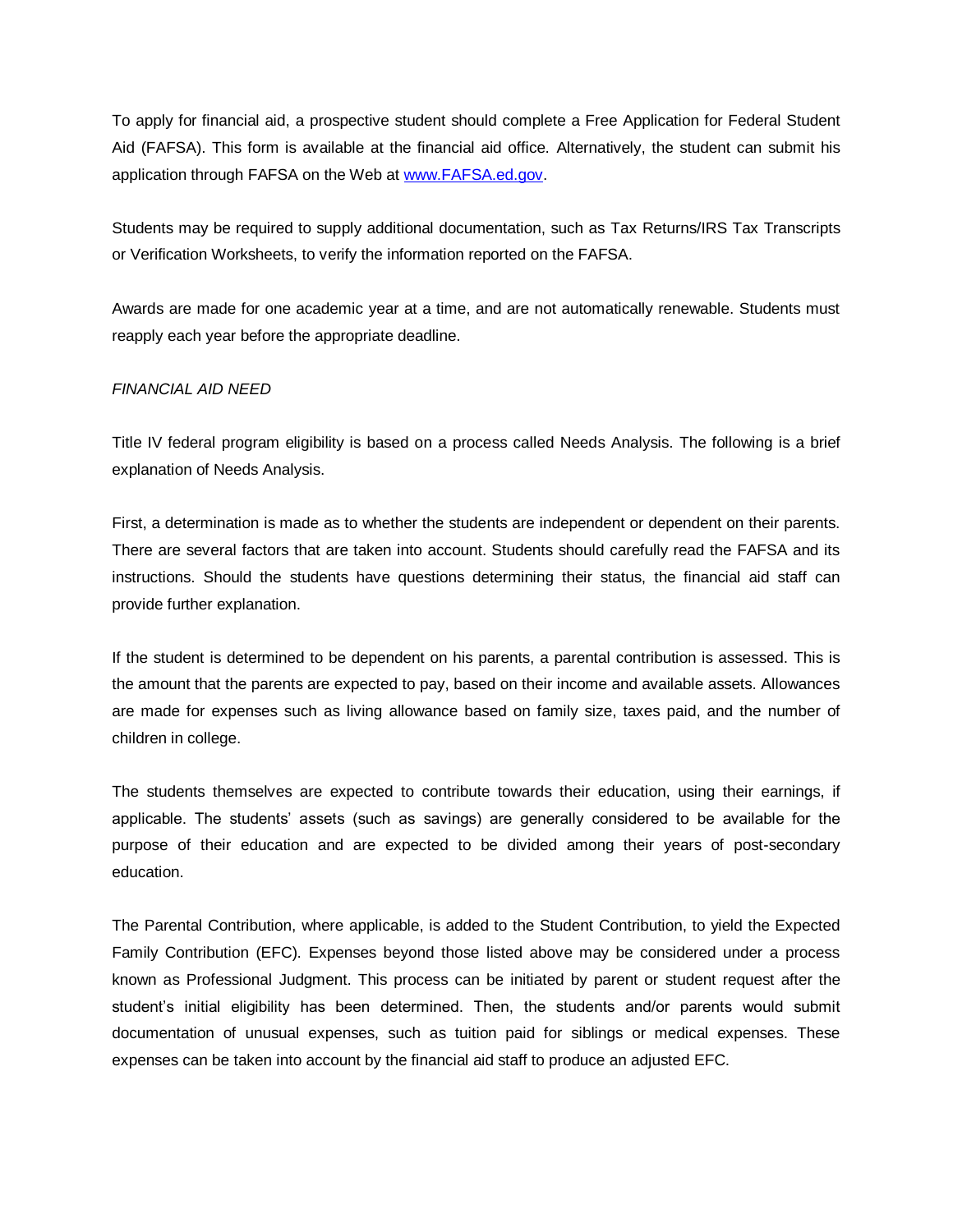To apply for financial aid, a prospective student should complete a Free Application for Federal Student Aid (FAFSA). This form is available at the financial aid office. Alternatively, the student can submit his application through FAFSA on the Web at [www.FAFSA.ed.gov](http://www.FAFSA.ed.gov).

Students may be required to supply additional documentation, such as Tax Returns/IRS Tax Transcripts or Verification Worksheets, to verify the information reported on the FAFSA.

Awards are made for one academic year at a time, and are not automatically renewable. Students must reapply each year before the appropriate deadline.

*FINANCIAL AID NEED*

Title IV federal program eligibility is based on a process called Needs Analysis. The following is a brief explanation of Needs Analysis.

First, a determination is made as to whether the students are independent or dependent on their parents. There are several factors that are taken into account. Students should carefully read the FAFSA and its instructions. Should the students have questions determining their status, the financial aid staff can provide further explanation.

If the student is determined to be dependent on his parents, a parental contribution is assessed. This is the amount that the parents are expected to pay, based on their income and available assets. Allowances are made for expenses such as living allowance based on family size, taxes paid, and the number of children in college.

The students themselves are expected to contribute towards their education, using their earnings, if applicable. The students' assets (such as savings) are generally considered to be available for the purpose of their education and are expected to be divided among their years of post-secondary education.

The Parental Contribution, where applicable, is added to the Student Contribution, to yield the Expected Family Contribution (EFC). Expenses beyond those listed above may be considered under a process known as Professional Judgment. This process can be initiated by parent or student request after the student's initial eligibility has been determined. Then, the students and/or parents would submit documentation of unusual expenses, such as tuition paid for siblings or medical expenses. These expenses can be taken into account by the financial aid staff to produce an adjusted EFC.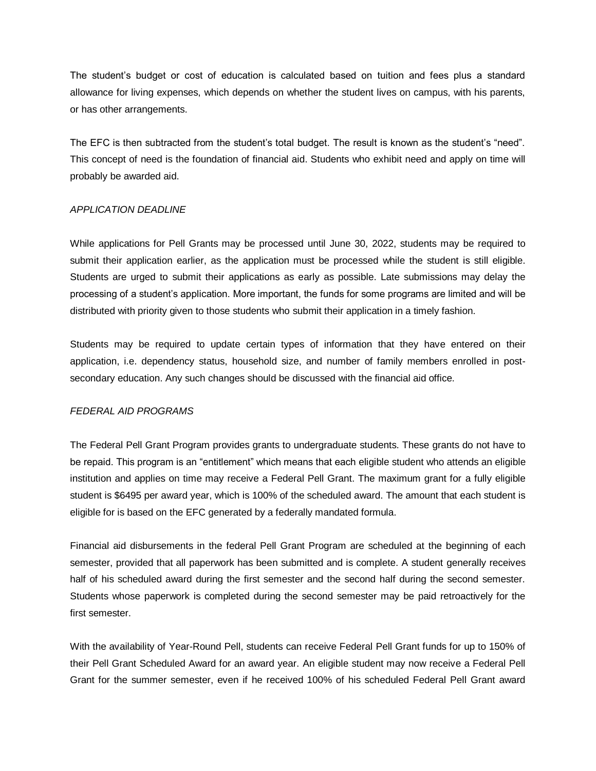The student's budget or cost of education is calculated based on tuition and fees plus a standard allowance for living expenses, which depends on whether the student lives on campus, with his parents, or has other arrangements.

The EFC is then subtracted from the student's total budget. The result is known as the student's "need". This concept of need is the foundation of financial aid. Students who exhibit need and apply on time will probably be awarded aid.

*APPLICATION DEADLINE*

While applications for Pell Grants may be processed until June 30, 2022, students may be required to submit their application earlier, as the application must be processed while the student is still eligible. Students are urged to submit their applications as early as possible. Late submissions may delay the processing of a student's application. More important, the funds for some programs are limited and will be distributed with priority given to those students who submit their application in a timely fashion.

Students may be required to update certain types of information that they have entered on their application, i.e. dependency status, household size, and number of family members enrolled in post-secondary education. Any such changes should be discussed with the financial aid office.

*FEDERAL AID PROGRAMS*

The Federal Pell Grant Program provides grants to undergraduate students. These grants do not have to be repaid. This program is an "entitlement" which means that each eligible student who attends an eligible institution and applies on time may receive a Federal Pell Grant. The maximum grant for a fully eligible student is $6495 per award year, which is 100% of the scheduled award. The amount that each student is eligible for is based on the EFC generated by a federally mandated formula.

Financial aid disbursements in the federal Pell Grant Program are scheduled at the beginning of each semester, provided that all paperwork has been submitted and is complete. A student generally receives half of his scheduled award during the first semester and the second half during the second semester. Students whose paperwork is completed during the second semester may be paid retroactively for the first semester.

With the availability of Year-Round Pell, students can receive Federal Pell Grant funds for up to 150% of their Pell Grant Scheduled Award for an award year. An eligible student may now receive a Federal Pell Grant for the summer semester, even if he received 100% of his scheduled Federal Pell Grant award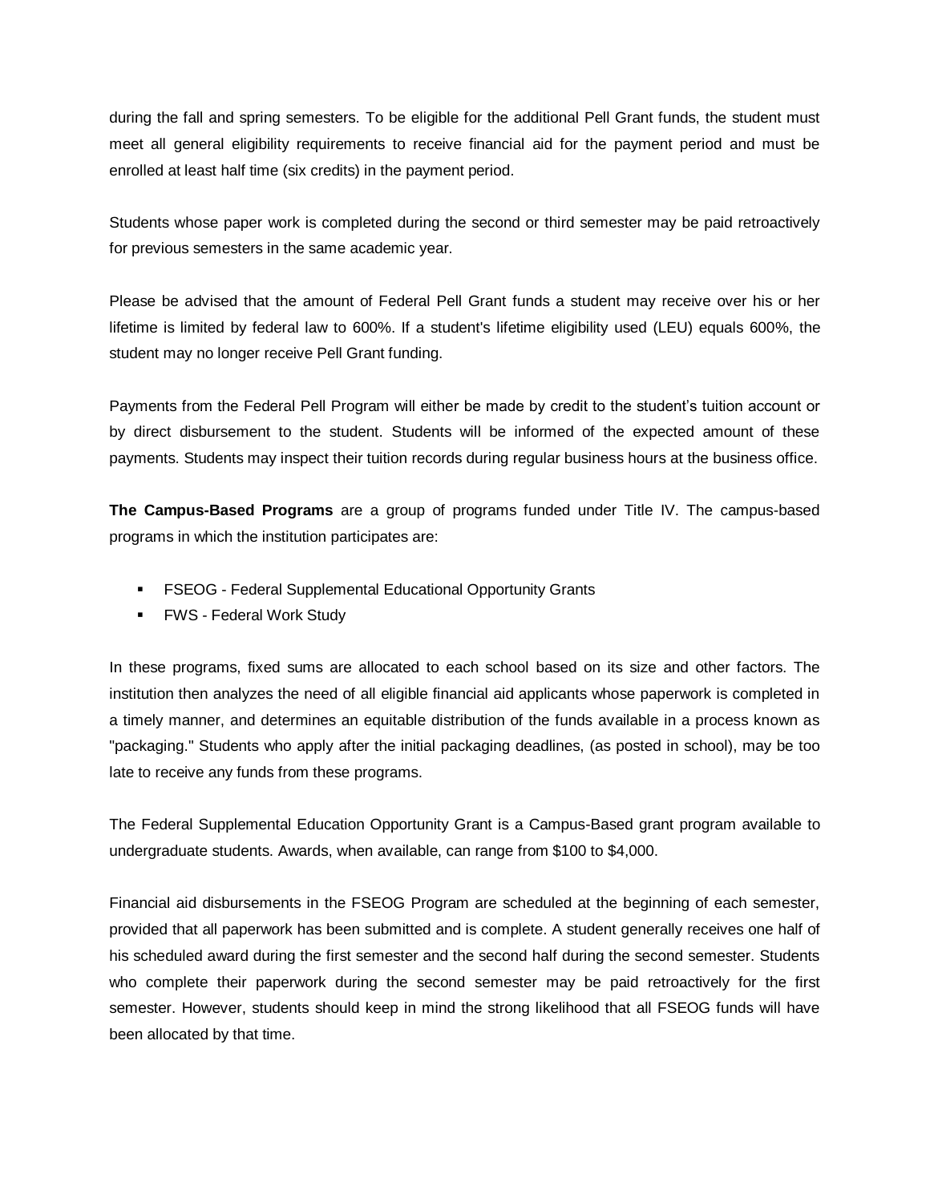during the fall and spring semesters. To be eligible for the additional Pell Grant funds, the student must meet all general eligibility requirements to receive financial aid for the payment period and must be enrolled at least half time (six credits) in the payment period.

Students whose paper work is completed during the second or third semester may be paid retroactively for previous semesters in the same academic year.

Please be advised that the amount of Federal Pell Grant funds a student may receive over his or her lifetime is limited by federal law to 600%. If a student's lifetime eligibility used (LEU) equals 600%, the student may no longer receive Pell Grant funding.

Payments from the Federal Pell Program will either be made by credit to the student's tuition account or by direct disbursement to the student. Students will be informed of the expected amount of these payments. Students may inspect their tuition records during regular business hours at the business office.

**The Campus-Based Programs** are a group of programs funded under Title IV. The campus-based programs in which the institution participates are:

- FSEOG - Federal Supplemental Educational Opportunity Grants
- FWS - Federal Work Study

In these programs, fixed sums are allocated to each school based on its size and other factors. The institution then analyzes the need of all eligible financial aid applicants whose paperwork is completed in a timely manner, and determines an equitable distribution of the funds available in a process known as "packaging." Students who apply after the initial packaging deadlines, (as posted in school), may be too late to receive any funds from these programs.

The Federal Supplemental Education Opportunity Grant is a Campus-Based grant program available to undergraduate students. Awards, when available, can range from $100 to $4,000.

Financial aid disbursements in the FSEOG Program are scheduled at the beginning of each semester, provided that all paperwork has been submitted and is complete. A student generally receives one half of his scheduled award during the first semester and the second half during the second semester. Students who complete their paperwork during the second semester may be paid retroactively for the first semester. However, students should keep in mind the strong likelihood that all FSEOG funds will have been allocated by that time.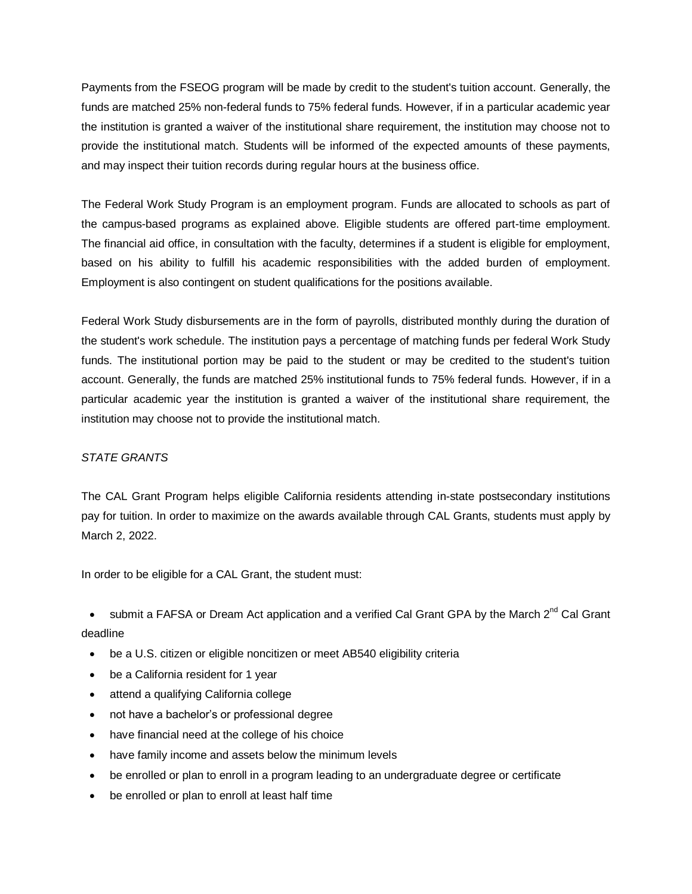Payments from the FSEOG program will be made by credit to the student's tuition account. Generally, the funds are matched 25% non-federal funds to 75% federal funds. However, if in a particular academic year the institution is granted a waiver of the institutional share requirement, the institution may choose not to provide the institutional match. Students will be informed of the expected amounts of these payments, and may inspect their tuition records during regular hours at the business office.

The Federal Work Study Program is an employment program. Funds are allocated to schools as part of the campus-based programs as explained above. Eligible students are offered part-time employment. The financial aid office, in consultation with the faculty, determines if a student is eligible for employment, based on his ability to fulfill his academic responsibilities with the added burden of employment. Employment is also contingent on student qualifications for the positions available.

Federal Work Study disbursements are in the form of payrolls, distributed monthly during the duration of the student's work schedule. The institution pays a percentage of matching funds per federal Work Study funds. The institutional portion may be paid to the student or may be credited to the student's tuition account. Generally, the funds are matched 25% institutional funds to 75% federal funds. However, if in a particular academic year the institution is granted a waiver of the institutional share requirement, the institution may choose not to provide the institutional match.

*STATE GRANTS*

The CAL Grant Program helps eligible California residents attending in-state postsecondary institutions pay for tuition. In order to maximize on the awards available through CAL Grants, students must apply by March 2, 2022.

In order to be eligible for a CAL Grant, the student must:

- submit a FAFSA or Dream Act application and a verified Cal Grant GPA by the March 2nd Cal Grant deadline
- be a U.S. citizen or eligible noncitizen or meet AB540 eligibility criteria
- be a California resident for 1 year
- attend a qualifying California college
- not have a bachelor's or professional degree
- have financial need at the college of his choice
- have family income and assets below the minimum levels
- be enrolled or plan to enroll in a program leading to an undergraduate degree or certificate
- be enrolled or plan to enroll at least half time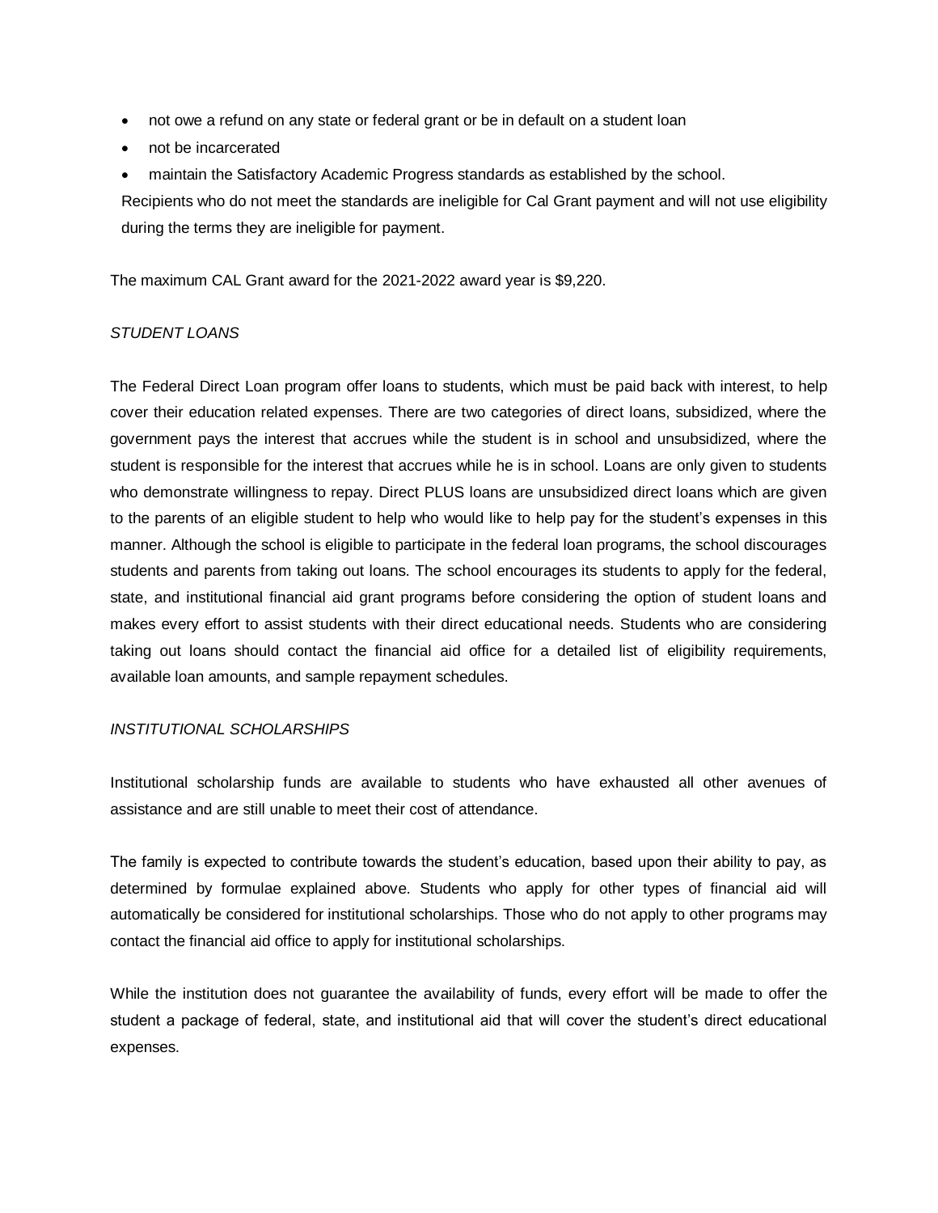- not owe a refund on any state or federal grant or be in default on a student loan
- not be incarcerated
- maintain the Satisfactory Academic Progress standards as established by the school.

Recipients who do not meet the standards are ineligible for Cal Grant payment and will not use eligibility during the terms they are ineligible for payment.

The maximum CAL Grant award for the 2021-2022 award year is $9,220.

*STUDENT LOANS*

The Federal Direct Loan program offer loans to students, which must be paid back with interest, to help cover their education related expenses. There are two categories of direct loans, subsidized, where the government pays the interest that accrues while the student is in school and unsubsidized, where the student is responsible for the interest that accrues while he is in school. Loans are only given to students who demonstrate willingness to repay. Direct PLUS loans are unsubsidized direct loans which are given to the parents of an eligible student to help who would like to help pay for the student's expenses in this manner. Although the school is eligible to participate in the federal loan programs, the school discourages students and parents from taking out loans. The school encourages its students to apply for the federal, state, and institutional financial aid grant programs before considering the option of student loans and makes every effort to assist students with their direct educational needs. Students who are considering taking out loans should contact the financial aid office for a detailed list of eligibility requirements, available loan amounts, and sample repayment schedules.

*INSTITUTIONAL SCHOLARSHIPS*

Institutional scholarship funds are available to students who have exhausted all other avenues of assistance and are still unable to meet their cost of attendance.

The family is expected to contribute towards the student's education, based upon their ability to pay, as determined by formulae explained above. Students who apply for other types of financial aid will automatically be considered for institutional scholarships. Those who do not apply to other programs may contact the financial aid office to apply for institutional scholarships.

While the institution does not guarantee the availability of funds, every effort will be made to offer the student a package of federal, state, and institutional aid that will cover the student's direct educational expenses.